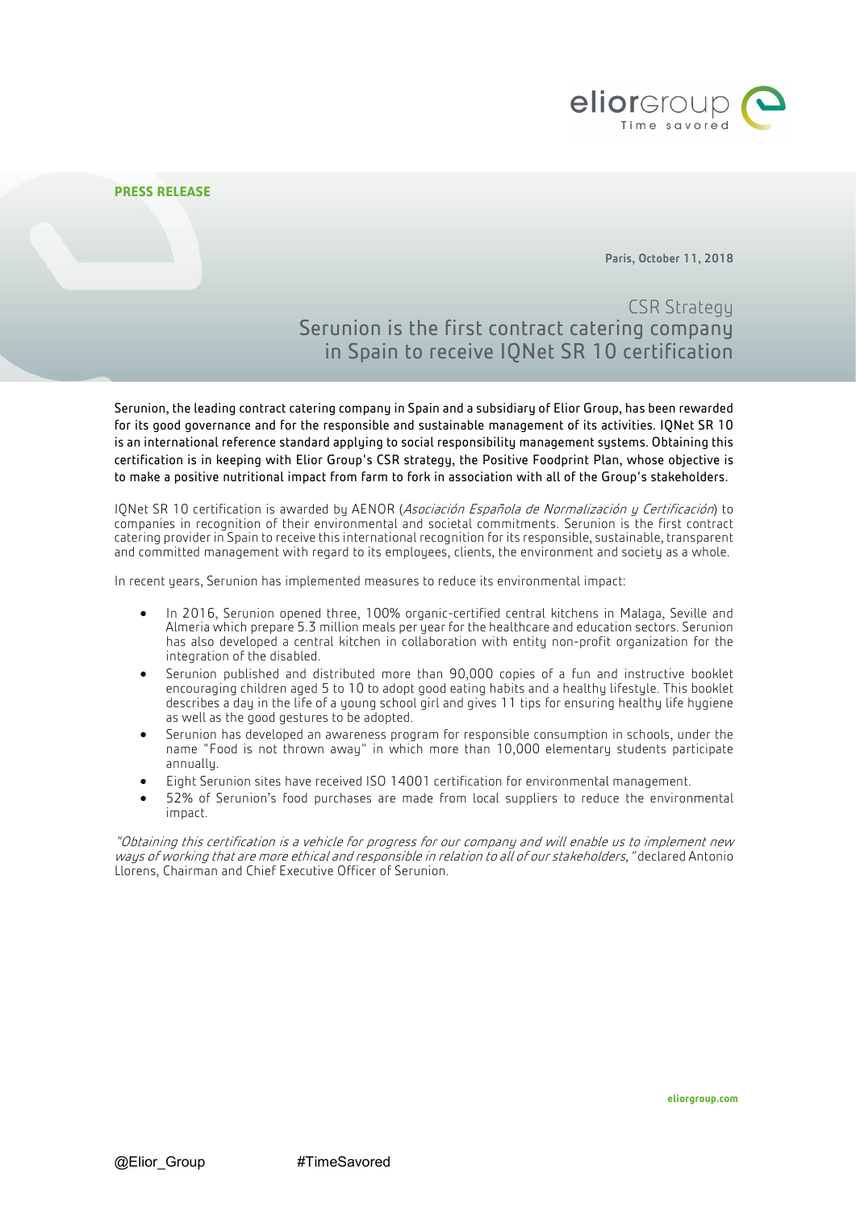**PRESS RELEASE**

**Paris, October 11, 2018**

## CSR Strategy

# Serunion is the first contract catering company in Spain to receive IQNet SR 10 certification

Serunion, the leading contract catering company in Spain and a subsidiary of Elior Group, has been rewarded for its good governance and for the responsible and sustainable management of its activities. IQNet SR 10 is an international reference standard applying to social responsibility management systems. Obtaining this certification is in keeping with Elior Group's CSR strategy, the Positive Foodprint Plan, whose objective is to make a positive nutritional impact from farm to fork in association with all of the Group's stakeholders.

IQNet SR 10 certification is awarded by AENOR (*Asociación Española de Normalización y Certificación*) to companies in recognition of their environmental and societal commitments. Serunion is the first contract catering provider in Spain to receive this international recognition for its responsible, sustainable, transparent and committed management with regard to its employees, clients, the environment and society as a whole.

In recent years, Serunion has implemented measures to reduce its environmental impact:

- In 2016, Serunion opened three, 100% organic-certified central kitchens in Malaga, Seville and Almeria which prepare 5.3 million meals per year for the healthcare and education sectors. Serunion has also developed a central kitchen in collaboration with entity non-profit organization for the integration of the disabled.
- Serunion published and distributed more than 90,000 copies of a fun and instructive booklet encouraging children aged 5 to 10 to adopt good eating habits and a healthy lifestyle. This booklet describes a day in the life of a young school girl and gives 11 tips for ensuring healthy life hygiene as well as the good gestures to be adopted.
- Serunion has developed an awareness program for responsible consumption in schools, under the name "Food is not thrown away" in which more than 10,000 elementary students participate annually.
- Eight Serunion sites have received ISO 14001 certification for environmental management.
- 52% of Serunion's food purchases are made from local suppliers to reduce the environmental impact.

*"Obtaining this certification is a vehicle for progress for our company and will enable us to implement new ways of working that are more ethical and responsible in relation to all of our stakeholders,"* declared Antonio Llorens, Chairman and Chief Executive Officer of Serunion.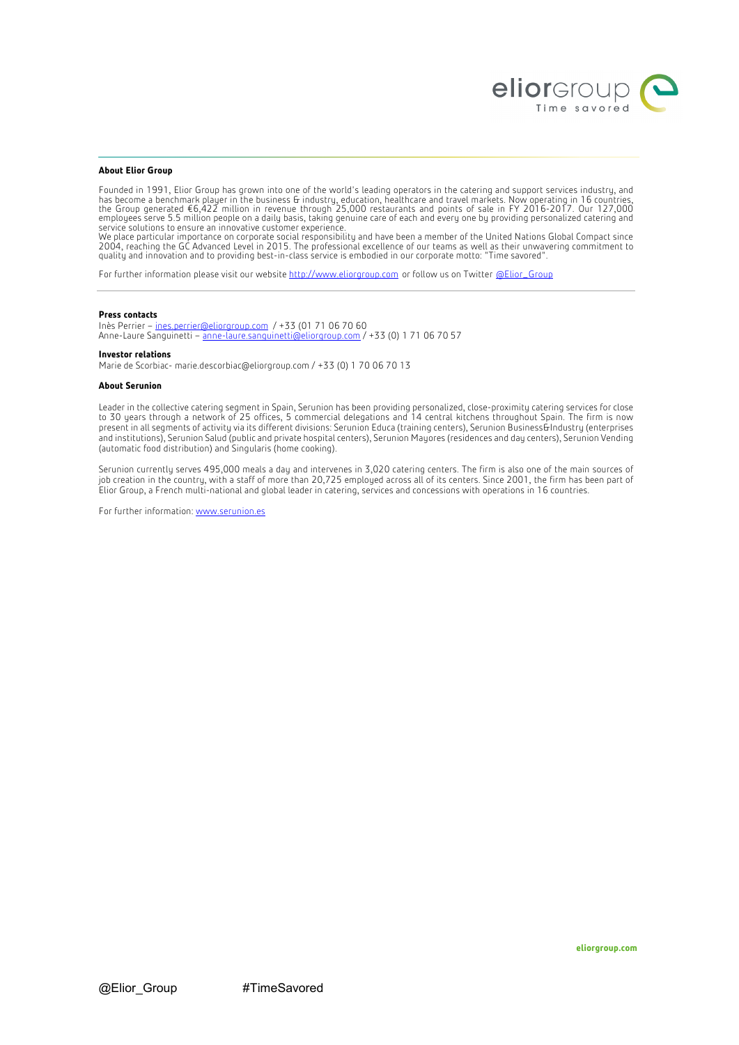## About Elior Group

Founded in 1991, Elior Group has grown into one of the world's leading operators in the catering and support services industry, and has become a benchmark player in the business & industry, education, healthcare and travel markets. Now operating in 16 countries, the Group generated €6,422 million in revenue through 25,000 restaurants and points of sale in FY 2016-2017. Our 127,000 employees serve 5.5 million people on a daily basis, taking genuine care of each and every one by providing personalized catering and service solutions to ensure an innovative customer experience.
We place particular importance on corporate social responsibility and have been a member of the United Nations Global Compact since 2004, reaching the GC Advanced Level in 2015. The professional excellence of our teams as well as their unwavering commitment to quality and innovation and to providing best-in-class service is embodied in our corporate motto: "Time savored".

For further information please visit our website http://www.eliorgroup.com or follow us on Twitter @Elior_Group

---

**Press contacts**
Inès Perrier – ines.perrier@eliorgroup.com / +33 (01 71 06 70 60
Anne-Laure Sanguinetti – anne-laure.sanguinetti@eliorgroup.com / +33 (0) 1 71 06 70 57

**Investor relations**
Marie de Scorbiac- marie.descorbiac@eliorgroup.com / +33 (0) 1 70 06 70 13

## About Serunion

Leader in the collective catering segment in Spain, Serunion has been providing personalized, close-proximity catering services for close to 30 years through a network of 25 offices, 5 commercial delegations and 14 central kitchens throughout Spain. The firm is now present in all segments of activity via its different divisions: Serunion Educa (training centers), Serunion Business&Industry (enterprises and institutions), Serunion Salud (public and private hospital centers), Serunion Mayores (residences and day centers), Serunion Vending (automatic food distribution) and Singularis (home cooking).

Serunion currently serves 495,000 meals a day and intervenes in 3,020 catering centers. The firm is also one of the main sources of job creation in the country, with a staff of more than 20,725 employed across all of its centers. Since 2001, the firm has been part of Elior Group, a French multi-national and global leader in catering, services and concessions with operations in 16 countries.

For further information: www.serunion.es

@Elior_Group #TimeSavored